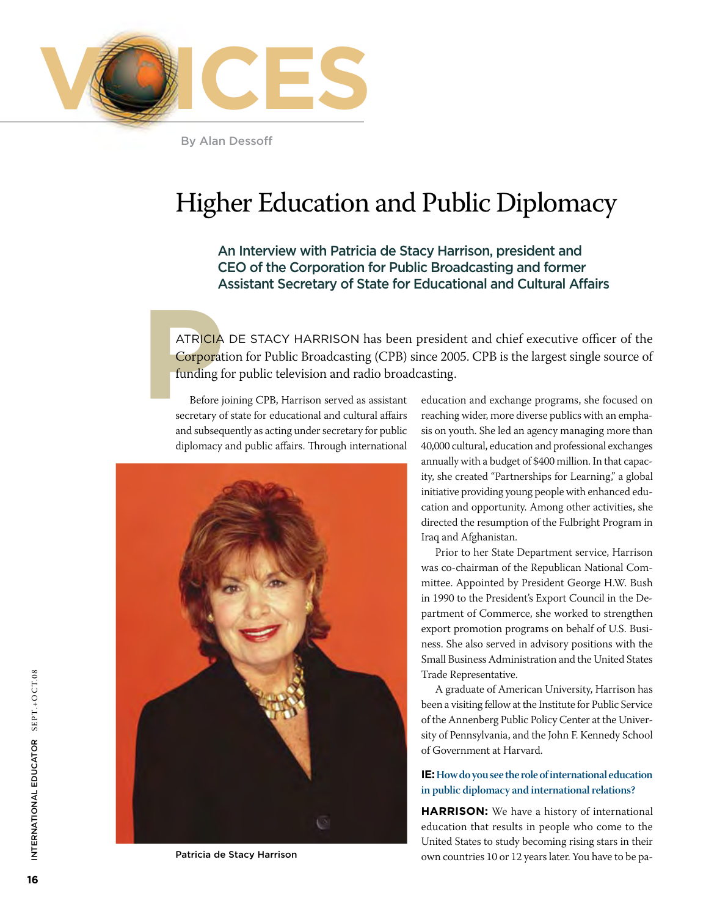# VOICES

By Alan Dessoff

## Higher Education and Public Diplomacy

### An Interview with Patricia de Stacy Harrison, president and CEO of the Corporation for Public Broadcasting and former Assistant Secretary of State for Educational and Cultural Affairs

PATRICIA DE STACY HARRISON has been president and chief executive officer of the Corporation for Public Broadcasting (CPB) since 2005. CPB is the largest single source of funding for public television and radio broadcasting.

Before joining CPB, Harrison served as assistant secretary of state for educational and cultural affairs and subsequently as acting under secretary for public diplomacy and public affairs. Through international education and exchange programs, she focused on reaching wider, more diverse publics with an emphasis on youth. She led an agency managing more than 40,000 cultural, education and professional exchanges annually with a budget of $400 million. In that capacity, she created "Partnerships for Learning," a global initiative providing young people with enhanced education and opportunity. Among other activities, she directed the resumption of the Fulbright Program in Iraq and Afghanistan.

Patricia de Stacy Harrison

Prior to her State Department service, Harrison was co-chairman of the Republican National Committee. Appointed by President George H.W. Bush in 1990 to the President's Export Council in the Department of Commerce, she worked to strengthen export promotion programs on behalf of U.S. Business. She also served in advisory positions with the Small Business Administration and the United States Trade Representative.

A graduate of American University, Harrison has been a visiting fellow at the Institute for Public Service of the Annenberg Public Policy Center at the University of Pennsylvania, and the John F. Kennedy School of Government at Harvard.

**IE: How do you see the role of international education in public diplomacy and international relations?**

**HARRISON:** We have a history of international education that results in people who come to the United States to study becoming rising stars in their own countries 10 or 12 years later. You have to be pa-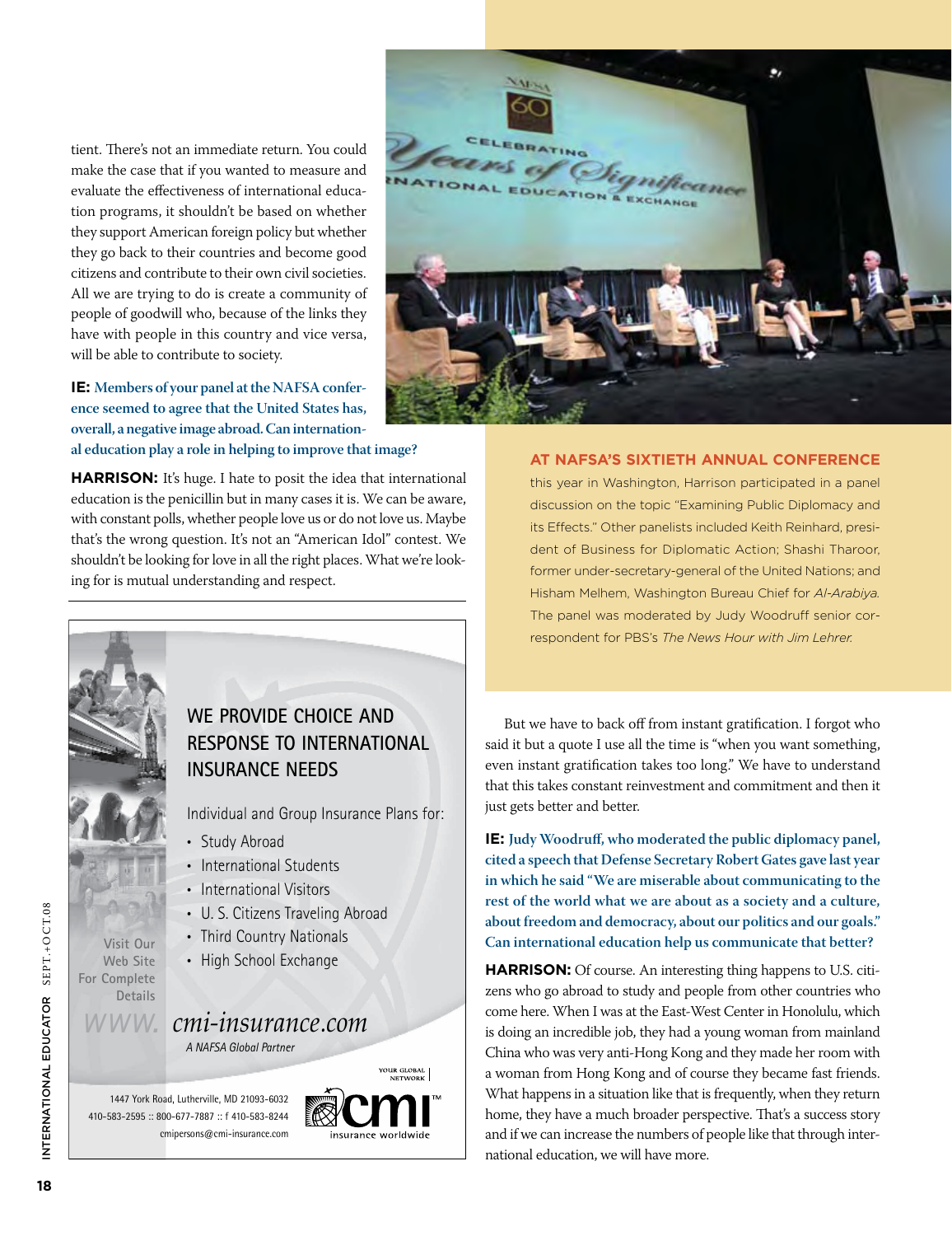tient. There's not an immediate return. You could make the case that if you wanted to measure and evaluate the effectiveness of international education programs, it shouldn't be based on whether they support American foreign policy but whether they go back to their countries and become good citizens and contribute to their own civil societies. All we are trying to do is create a community of people of goodwill who, because of the links they have with people in this country and vice versa, will be able to contribute to society.

**IE: Members of your panel at the NAFSA conference seemed to agree that the United States has, overall, a negative image abroad. Can international education play a role in helping to improve that image?**

**HARRISON:** It's huge. I hate to posit the idea that international education is the penicillin but in many cases it is. We can be aware, with constant polls, whether people love us or do not love us. Maybe that's the wrong question. It's not an "American Idol" contest. We shouldn't be looking for love in all the right places. What we're looking for is mutual understanding and respect.

**AT NAFSA'S SIXTIETH ANNUAL CONFERENCE** this year in Washington, Harrison participated in a panel discussion on the topic "Examining Public Diplomacy and its Effects." Other panelists included Keith Reinhard, president of Business for Diplomatic Action; Shashi Tharoor, former under-secretary-general of the United Nations; and Hisham Melhem, Washington Bureau Chief for *Al-Arabiya*. The panel was moderated by Judy Woodruff senior correspondent for PBS's *The News Hour with Jim Lehrer*.

But we have to back off from instant gratification. I forgot who said it but a quote I use all the time is "when you want something, even instant gratification takes too long." We have to understand that this takes constant reinvestment and commitment and then it just gets better and better.

**IE: Judy Woodruff, who moderated the public diplomacy panel, cited a speech that Defense Secretary Robert Gates gave last year in which he said "We are miserable about communicating to the rest of the world what we are about as a society and a culture, about freedom and democracy, about our politics and our goals." Can international education help us communicate that better?**

**HARRISON:** Of course. An interesting thing happens to U.S. citizens who go abroad to study and people from other countries who come here. When I was at the East-West Center in Honolulu, which is doing an incredible job, they had a young woman from mainland China who was very anti-Hong Kong and they made her room with a woman from Hong Kong and of course they became fast friends. What happens in a situation like that is frequently, when they return home, they have a much broader perspective. That's a success story and if we can increase the numbers of people like that through international education, we will have more.

---

WE PROVIDE CHOICE AND RESPONSE TO INTERNATIONAL INSURANCE NEEDS

Individual and Group Insurance Plans for:

- Study Abroad
- International Students
- International Visitors
- U. S. Citizens Traveling Abroad
- Third Country Nationals
- High School Exchange

Visit Our Web Site For Complete Details

www.cmi-insurance.com

*A NAFSA Global Partner*

1447 York Road, Lutherville, MD 21093-6032
410-583-2595 :: 800-677-7887 :: f 410-583-8244
cmipersons@cmi-insurance.com

YOUR GLOBAL NETWORK cmi insurance worldwide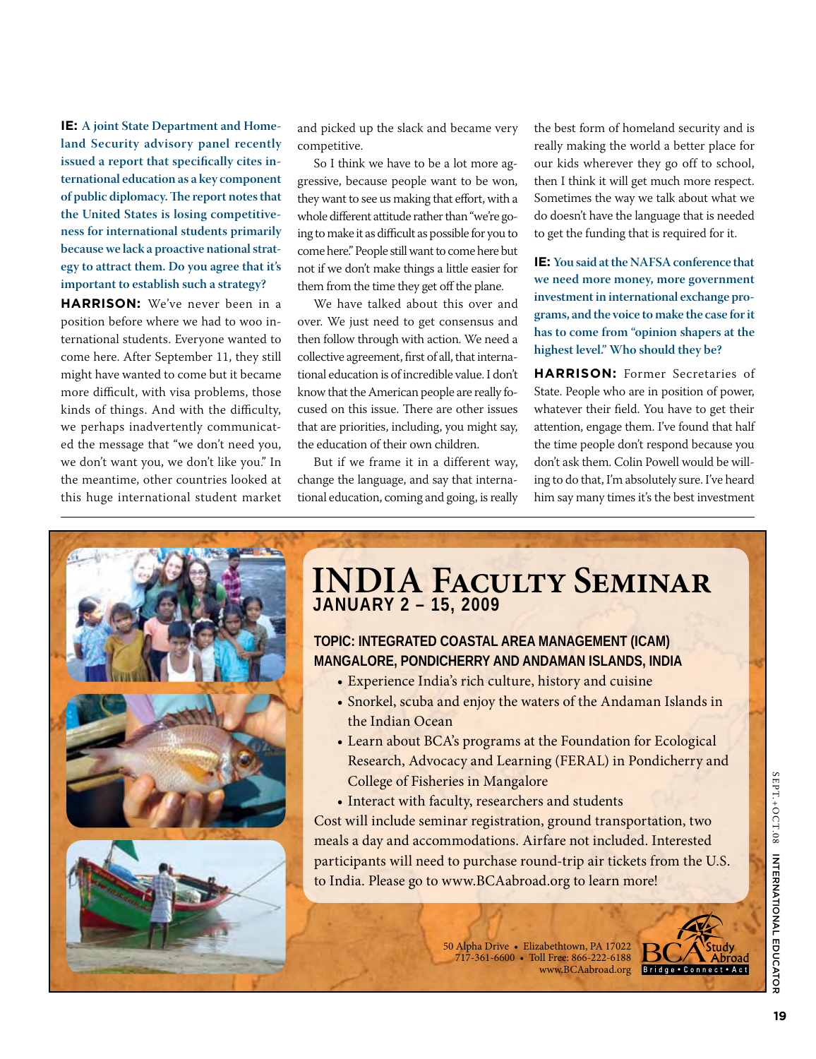**IE: A joint State Department and Homeland Security advisory panel recently issued a report that specifically cites international education as a key component of public diplomacy. The report notes that the United States is losing competitiveness for international students primarily because we lack a proactive national strategy to attract them. Do you agree that it's important to establish such a strategy?**

**HARRISON:** We've never been in a position before where we had to woo international students. Everyone wanted to come here. After September 11, they still might have wanted to come but it became more difficult, with visa problems, those kinds of things. And with the difficulty, we perhaps inadvertently communicated the message that "we don't need you, we don't want you, we don't like you." In the meantime, other countries looked at this huge international student market and picked up the slack and became very competitive.

So I think we have to be a lot more aggressive, because people want to be won, they want to see us making that effort, with a whole different attitude rather than "we're going to make it as difficult as possible for you to come here." People still want to come here but not if we don't make things a little easier for them from the time they get off the plane.

We have talked about this over and over. We just need to get consensus and then follow through with action. We need a collective agreement, first of all, that international education is of incredible value. I don't know that the American people are really focused on this issue. There are other issues that are priorities, including, you might say, the education of their own children.

But if we frame it in a different way, change the language, and say that international education, coming and going, is really the best form of homeland security and is really making the world a better place for our kids wherever they go off to school, then I think it will get much more respect. Sometimes the way we talk about what we do doesn't have the language that is needed to get the funding that is required for it.

**IE: You said at the NAFSA conference that we need more money, more government investment in international exchange programs, and the voice to make the case for it has to come from "opinion shapers at the highest level." Who should they be?**

**HARRISON:** Former Secretaries of State. People who are in position of power, whatever their field. You have to get their attention, engage them. I've found that half the time people don't respond because you don't ask them. Colin Powell would be willing to do that, I'm absolutely sure. I've heard him say many times it's the best investment

# INDIA Faculty Seminar

**JANUARY 2 – 15, 2009**

**TOPIC: INTEGRATED COASTAL AREA MANAGEMENT (ICAM)**
**MANGALORE, PONDICHERRY AND ANDAMAN ISLANDS, INDIA**

- Experience India's rich culture, history and cuisine
- Snorkel, scuba and enjoy the waters of the Andaman Islands in the Indian Ocean
- Learn about BCA's programs at the Foundation for Ecological Research, Advocacy and Learning (FERAL) in Pondicherry and College of Fisheries in Mangalore
- Interact with faculty, researchers and students

Cost will include seminar registration, ground transportation, two meals a day and accommodations. Airfare not included. Interested participants will need to purchase round-trip air tickets from the U.S. to India. Please go to www.BCAabroad.org to learn more!

50 Alpha Drive • Elizabethtown, PA 17022
717-361-6600 • Toll Free: 866-222-6188
www.BCAabroad.org

BCA Study Abroad
Bridge • Connect • Act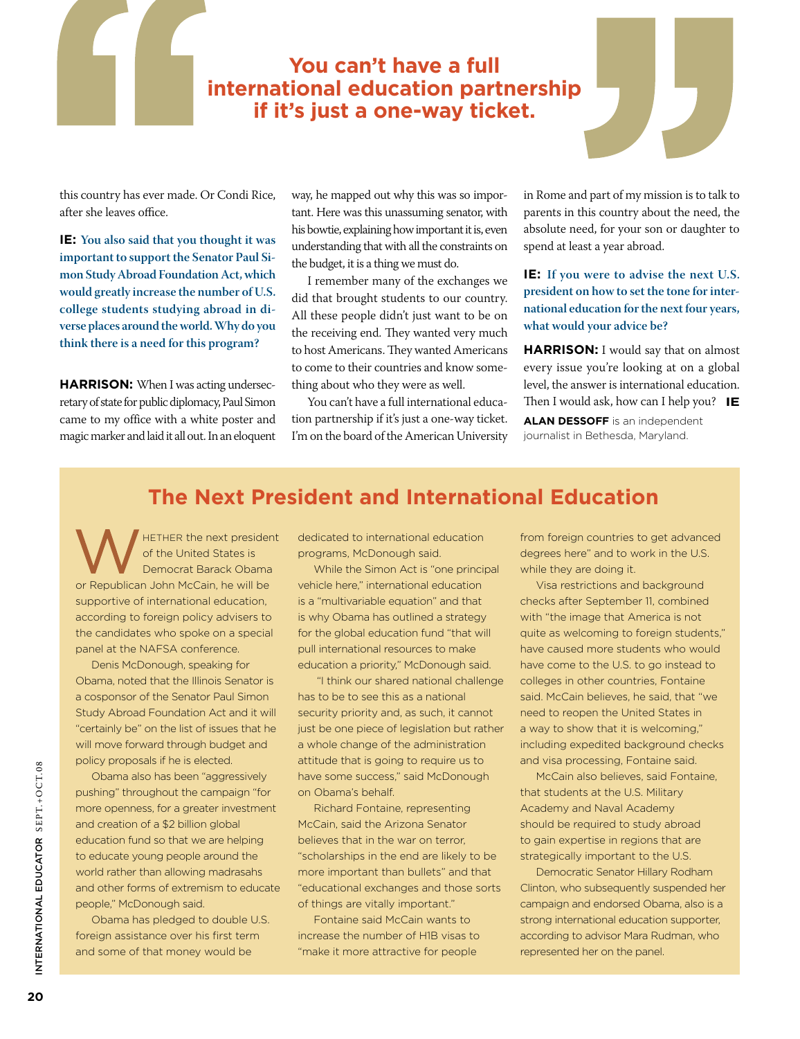> **You can't have a full international education partnership if it's just a one-way ticket.**

this country has ever made. Or Condi Rice, after she leaves office.

**IE: You also said that you thought it was important to support the Senator Paul Simon Study Abroad Foundation Act, which would greatly increase the number of U.S. college students studying abroad in diverse places around the world. Why do you think there is a need for this program?**

**HARRISON:** When I was acting undersecretary of state for public diplomacy, Paul Simon came to my office with a white poster and magic marker and laid it all out. In an eloquent way, he mapped out why this was so important. Here was this unassuming senator, with his bowtie, explaining how important it is, even understanding that with all the constraints on the budget, it is a thing we must do.

I remember many of the exchanges we did that brought students to our country. All these people didn't just want to be on the receiving end. They wanted very much to host Americans. They wanted Americans to come to their countries and know something about who they were as well.

You can't have a full international education partnership if it's just a one-way ticket. I'm on the board of the American University in Rome and part of my mission is to talk to parents in this country about the need, the absolute need, for your son or daughter to spend at least a year abroad.

**IE: If you were to advise the next U.S. president on how to set the tone for international education for the next four years, what would your advice be?**

**HARRISON:** I would say that on almost every issue you're looking at on a global level, the answer is international education. Then I would ask, how can I help you? **IE**

**ALAN DESSOFF** is an independent journalist in Bethesda, Maryland.

## The Next President and International Education

Whether the next president of the United States is Democrat Barack Obama or Republican John McCain, he will be supportive of international education, according to foreign policy advisers to the candidates who spoke on a special panel at the NAFSA conference.

Denis McDonough, speaking for Obama, noted that the Illinois Senator is a cosponsor of the Senator Paul Simon Study Abroad Foundation Act and it will "certainly be" on the list of issues that he will move forward through budget and policy proposals if he is elected.

Obama also has been "aggressively pushing" throughout the campaign "for more openness, for a greater investment and creation of a $2 billion global education fund so that we are helping to educate young people around the world rather than allowing madrasahs and other forms of extremism to educate people," McDonough said.

Obama has pledged to double U.S. foreign assistance over his first term and some of that money would be dedicated to international education programs, McDonough said.

While the Simon Act is "one principal vehicle here," international education is a "multivariable equation" and that is why Obama has outlined a strategy for the global education fund "that will pull international resources to make education a priority," McDonough said.

"I think our shared national challenge has to be to see this as a national security priority and, as such, it cannot just be one piece of legislation but rather a whole change of the administration attitude that is going to require us to have some success," said McDonough on Obama's behalf.

Richard Fontaine, representing McCain, said the Arizona Senator believes that in the war on terror, "scholarships in the end are likely to be more important than bullets" and that "educational exchanges and those sorts of things are vitally important."

Fontaine said McCain wants to increase the number of H1B visas to "make it more attractive for people from foreign countries to get advanced degrees here" and to work in the U.S. while they are doing it.

Visa restrictions and background checks after September 11, combined with "the image that America is not quite as welcoming to foreign students," have caused more students who would have come to the U.S. to go instead to colleges in other countries, Fontaine said. McCain believes, he said, that "we need to reopen the United States in a way to show that it is welcoming," including expedited background checks and visa processing, Fontaine said.

McCain also believes, said Fontaine, that students at the U.S. Military Academy and Naval Academy should be required to study abroad to gain expertise in regions that are strategically important to the U.S.

Democratic Senator Hillary Rodham Clinton, who subsequently suspended her campaign and endorsed Obama, also is a strong international education supporter, according to advisor Mara Rudman, who represented her on the panel.